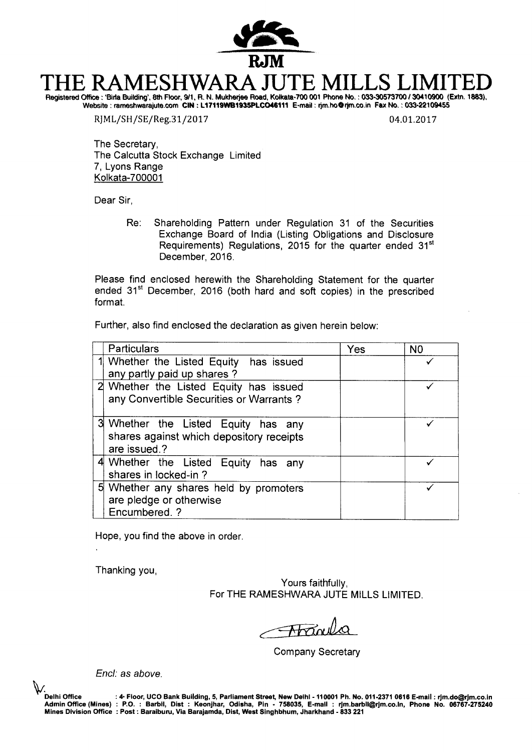# THE RAMESHWARA JUTE MILLS LIMITED

Registered Office : 'Birla Building', 8th Floor, 9/1, R. N. Mukherjee Road, Kolkata-700 001 Phone No. : 033-30573700 / 30410900 (Extn. 1883), Website : rameshwarajute.com CIN : L17119WB1935PLC046111 E-mail : rjm.ho@rjm.co.in Fax No. : 033-22109455

RJML/SH/SE/Reg.31/2017

04.01.2017

The Secretary,
The Calcutta Stock Exchange Limited
7, Lyons Range
Kolkata-700001

Dear Sir,

Re: Shareholding Pattern under Regulation 31 of the Securities Exchange Board of India (Listing Obligations and Disclosure Requirements) Regulations, 2015 for the quarter ended 31st December, 2016.

Please find enclosed herewith the Shareholding Statement for the quarter ended 31st December, 2016 (both hard and soft copies) in the prescribed format.

Further, also find enclosed the declaration as given herein below:

| | Particulars | Yes | N0 |
|---|---|---|---|
| 1 | Whether the Listed Equity has issued any partly paid up shares ? | | ✓ |
| 2 | Whether the Listed Equity has issued any Convertible Securities or Warrants ? | | ✓ |
| 3 | Whether the Listed Equity has any shares against which depository receipts are issued.? | | ✓ |
| 4 | Whether the Listed Equity has any shares in locked-in ? | | ✓ |
| 5 | Whether any shares held by promoters are pledge or otherwise Encumbered. ? | | ✓ |

Hope, you find the above in order.

Thanking you,

Yours faithfully,
For THE RAMESHWARA JUTE MILLS LIMITED.

Company Secretary

*Encl: as above.*

Delhi Office : 4th Floor, UCO Bank Building, 5, Parliament Street, New Delhi - 110001 Ph. No. 011-2371 0616 E-mail : rjm.do@rjm.co.in
Admin Office (Mines) : P.O. : Barbil, Dist : Keonjhar, Odisha, Pin - 758035, E-mail : rjm.barbil@rjm.co.in, Phone No. 06767-275240
Mines Division Office : Post : Baraiburu, Via Barajamda, Dist, West Singhbhum, Jharkhand - 833 221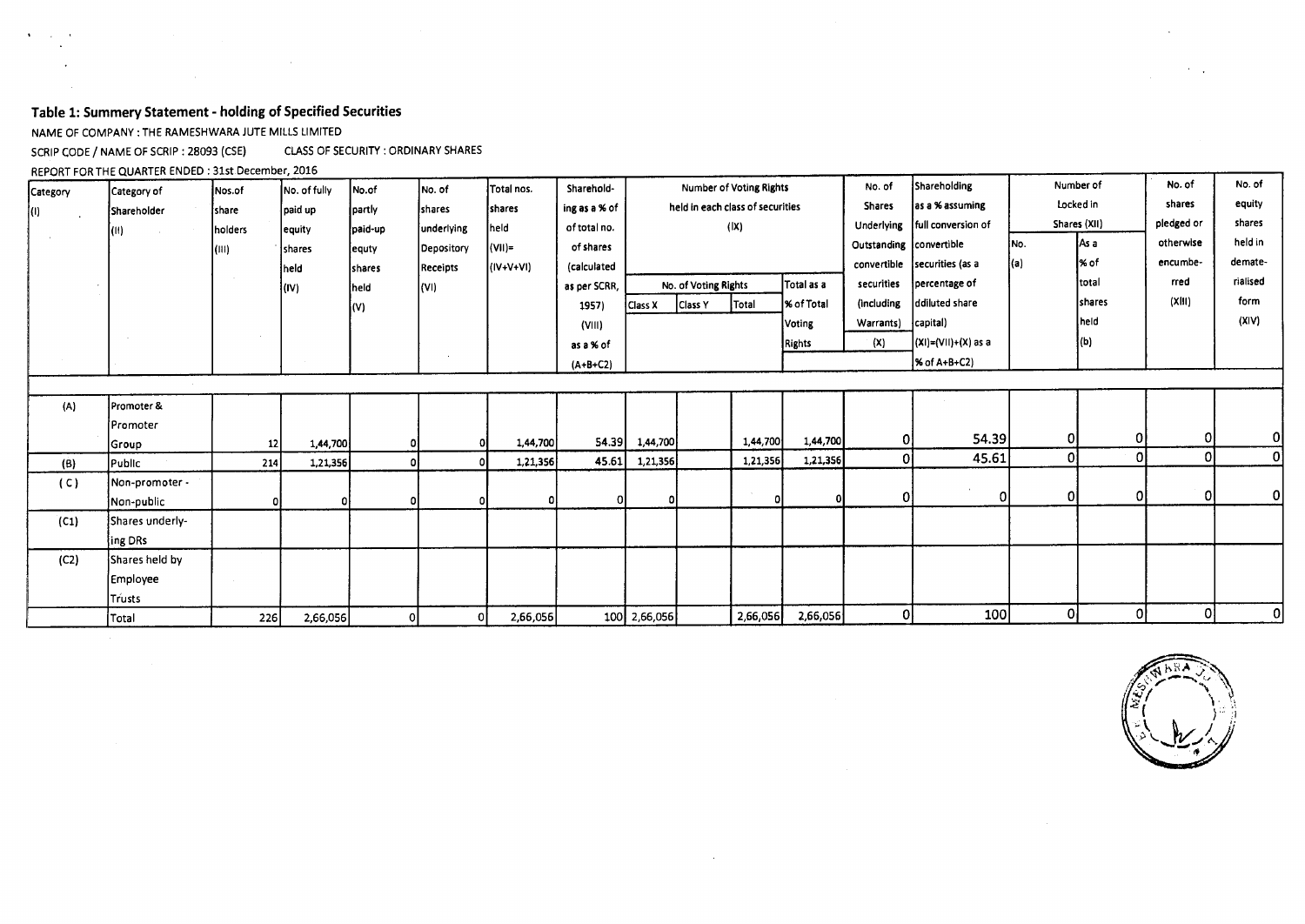## Table 1: Summery Statement - holding of Specified Securities

NAME OF COMPANY : THE RAMESHWARA JUTE MILLS LIMITED

SCRIP CODE / NAME OF SCRIP : 28093 (CSE)     CLASS OF SECURITY : ORDINARY SHARES

REPORT FOR THE QUARTER ENDED : 31st December, 2016

| Category (I) | Category of Shareholder (II) | Nos.of share holders (III) | No. of fully paid up equity shares held (IV) | No.of partly equty paid-up shares held (V) | No. of shares underlying Depository Receipts (VI) | Total nos. shares held (VII)= (IV+V+VI) | Sharehold-ing as a % of total no. of shares (calculated as per SCRR, 1957) (VIII) as a % of (A+B+C2) | Number of Voting Rights held in each class of securities (IX) | | | | No. of Shares Underlying Outstanding convertible securities (including Warrants) (X) | Shareholding as a % assuming full conversion of convertible securities (as a percentage of ddiluted share capital) (XI)=(VII)+(X) as a % of A+B+C2) | Number of Locked in Shares (XII) | | No. of shares pledged or otherwise encumbe-rred (XIII) | No. of equity shares held in demate-rialised form (XIV) |
|---|---|---|---|---|---|---|---|---|---|---|---|---|---|---|---|---|---|
| | | | | | | | | No. of Voting Rights | | | Total as a % of Total Voting Rights | | | No. (a) | As a % of total shares held (b) | | |
| | | | | | | | | Class X | Class Y | Total | | | | | | | |
| (A) | Promoter & Promoter Group | 12 | 1,44,700 | 0 | 0 | 1,44,700 | 54.39 | 1,44,700 | | 1,44,700 | 1,44,700 | 0 | 54.39 | 0 | 0 | 0 | 0 |
| (B) | Public | 214 | 1,21,356 | 0 | 0 | 1,21,356 | 45.61 | 1,21,356 | | 1,21,356 | 1,21,356 | 0 | 45.61 | 0 | 0 | 0 | 0 |
| ( C ) | Non-promoter - Non-public | 0 | 0 | 0 | 0 | 0 | 0 | 0 | | 0 | 0 | 0 | 0 | 0 | 0 | 0 | 0 |
| (C1) | Shares underly-ing DRs | | | | | | | | | | | | | | | | |
| (C2) | Shares held by Employee Trusts | | | | | | | | | | | | | | | | |
| | Total | 226 | 2,66,056 | 0 | 0 | 2,66,056 | 100 | 2,66,056 | | 2,66,056 | 2,66,056 | 0 | 100 | 0 | 0 | 0 | 0 |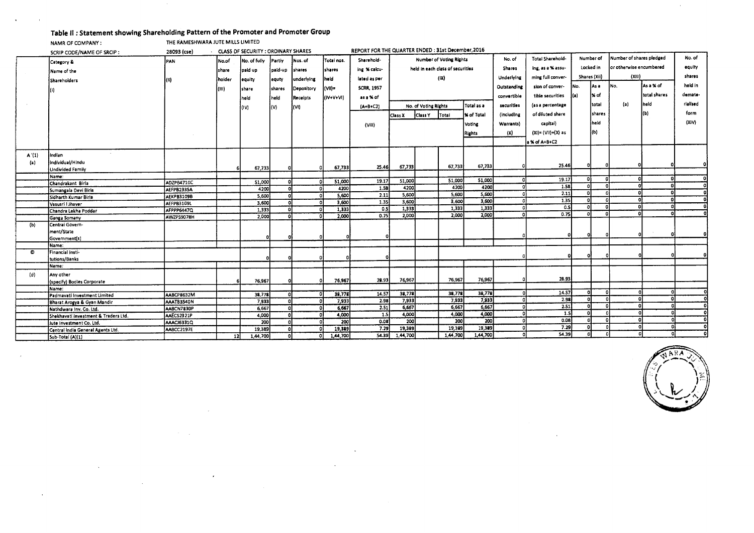## Table II : Statement showing Shareholding Pattern of the Promoter and Promoter Group

NAMR OF COMPANY : THE RAMESHWARA JUTE MILLS LIMITED

SCRIP CODE/NAME OF SRCIP : 28093 (cse) CLASS OF SECURITY : ORDINARY SHARES REPORT FOR THE QUARTER ENDED : 31st December,2016

| | Category & Name of the Shareholders (I) | PAN (II) | No.of share holder (III) | No. of fully paid up equity share held (IV) | Partly paid-up equty shares held (V) | Nos. of shares underlying Depository Receipts (VI) | Total nos. shares held (VII)= (IV+V+VI) | Sharehold-ing % calcu-lated as per SCRR, 1957 as a % of (A+B+C2) (VIII) | Number of Voting Rights held in each class of securities (IX) | | | | No. of Shares Underlying Outstanding convertible securities (including Warrants) (X) | Total Sharehold-ing, as a % assu-ming full conver-sion of conver-tible securities (as a percentage of diluted share capital) (XI)= (VII)+(X) as a % of A+B+C2 | Number of Locked in Shares (XII) | | Number of shares pledged or otherwise encumbered (XIII) | | No. of equity shares held in demate-rialised form (XIV) |
|---|---|---|---|---|---|---|---|---|---|---|---|---|---|---|---|---|---|---|---|
| | | | | | | | | | No. of Voting Rights | | | Total as a % of Total Voting Rights | | | No. (a) | As a % of total shares held (b) | No. (a) | As a % of total shares held (b) | |
| | | | | | | | | | Class X | Class Y | Total | | | | | | | | |
| A (1) | Indian | | | | | | | | | | | | | | | | | | |
| (a) | Individual/Hindu Undivided Family | | 6 | 67,733 | 0 | 0 | 67,733 | 25.46 | 67,733 | | 67,733 | 67,733 | 0 | 25.46 | 0 | 0 | 0 | 0 | 0 |
| | Name: | | | | | | | | | | | | | | | | | | |
| | Chandrakant Birla | ADZPB4710C | | 51,000 | 0 | 0 | 51,000 | 19.17 | 51,000 | | 51,000 | 51,000 | 0 | 19.17 | 0 | 0 | 0 | 0 | 0 |
| | Sumangala Devi Birla | AEFPB2335A | | 4200 | 0 | 0 | 4200 | 1.58 | 4200 | | 4200 | 4200 | 0 | 1.58 | 0 | 0 | 0 | 0 | 0 |
| | Sidharth Kumar Birla | AEKPB3109B | | 5,600 | 0 | 0 | 5,600 | 2.11 | 5,600 | | 5,600 | 5,600 | 0 | 2.11 | 0 | 0 | 0 | 0 | 0 |
| | Vasusri I Jhaver | AEFPB3109L | | 3,600 | 0 | 0 | 3,600 | 1.35 | 3,600 | | 3,600 | 3,600 | 0 | 1.35 | 0 | 0 | 0 | 0 | 0 |
| | Chandra Lekha Poddar | AFPPP6447Q | | 1,333 | 0 | 0 | 1,333 | 0.5 | 1,333 | | 1,333 | 1,333 | 0 | 0.5 | 0 | 0 | 0 | 0 | 0 |
| | Ganga Somany | AWZPS9078H | | 2,000 | 0 | 0 | 2,000 | 0.75 | 2,000 | | 2,000 | 2,000 | 0 | 0.75 | 0 | 0 | 0 | 0 | 0 |
| (b) | Central Govern-ment/State Government(s) | | | 0 | 0 | 0 | 0 | 0 | | | | | 0 | 0 | 0 | 0 | 0 | 0 | 0 |
| | Name: | | | | | | | | | | | | | | | | | | |
| © | Financial Insti-tutions/Banks | | | 0 | 0 | 0 | 0 | 0 | | | | | 0 | 0 | 0 | 0 | 0 | 0 | 0 |
| | Name: | | | | | | | | | | | | | | | | | | |
| (d) | Any other (specify) Bodies Corporate | | 6 | 76,967 | 0 | 0 | 76,967 | 28.93 | 76,967 | | 76,967 | 76,967 | 0 | 28.93 | | | | | |
| | Name: | | | | | | | | | | | | | | | | | | |
| | Padmavati Investment Limited | AABCP8632M | | 38,778 | 0 | 0 | 38,778 | 14.57 | 38,778 | | 38,778 | 38,778 | 0 | 14.57 | 0 | 0 | 0 | 0 | 0 |
| | Bharat Arogya & Gyan Mandir | AAATB3540N | | 7,933 | 0 | 0 | 7,933 | 2.98 | 7,933 | | 7,933 | 7,933 | 0 | 2.98 | 0 | 0 | 0 | 0 | 0 |
| | Nathdwara Inv. Co. Ltd. | AABCN7830P | | 6,667 | 0 | 0 | 6,667 | 2.51 | 6,667 | | 6,667 | 6,667 | 0 | 2.51 | 0 | 0 | 0 | 0 | 0 |
| | Shekhavati Investment & Traders Ltd. | AAECS2321P | | 4,000 | 0 | 0 | 4,000 | 1.5 | 4,000 | | 4,000 | 4,000 | 0 | 1.5 | 0 | 0 | 0 | 0 | 0 |
| | Jute Investment Co. Ltd. | AAACJ6331Q | | 200 | 0 | 0 | 200 | 0.08 | 200 | | 200 | 200 | 0 | 0.08 | 0 | 0 | 0 | 0 | 0 |
| | Central India General Agents Ltd. | AABCC2197E | | 19,389 | 0 | 0 | 19,389 | 7.29 | 19,389 | | 19,389 | 19,389 | 0 | 7.29 | 0 | 0 | 0 | 0 | 0 |
| | Sub-Total (A)(1) | | 12 | 1,44,700 | 0 | 0 | 1,44,700 | 54.39 | 1,44,700 | | 1,44,700 | 1,44,700 | 0 | 54.39 | 0 | 0 | 0 | 0 | 0 |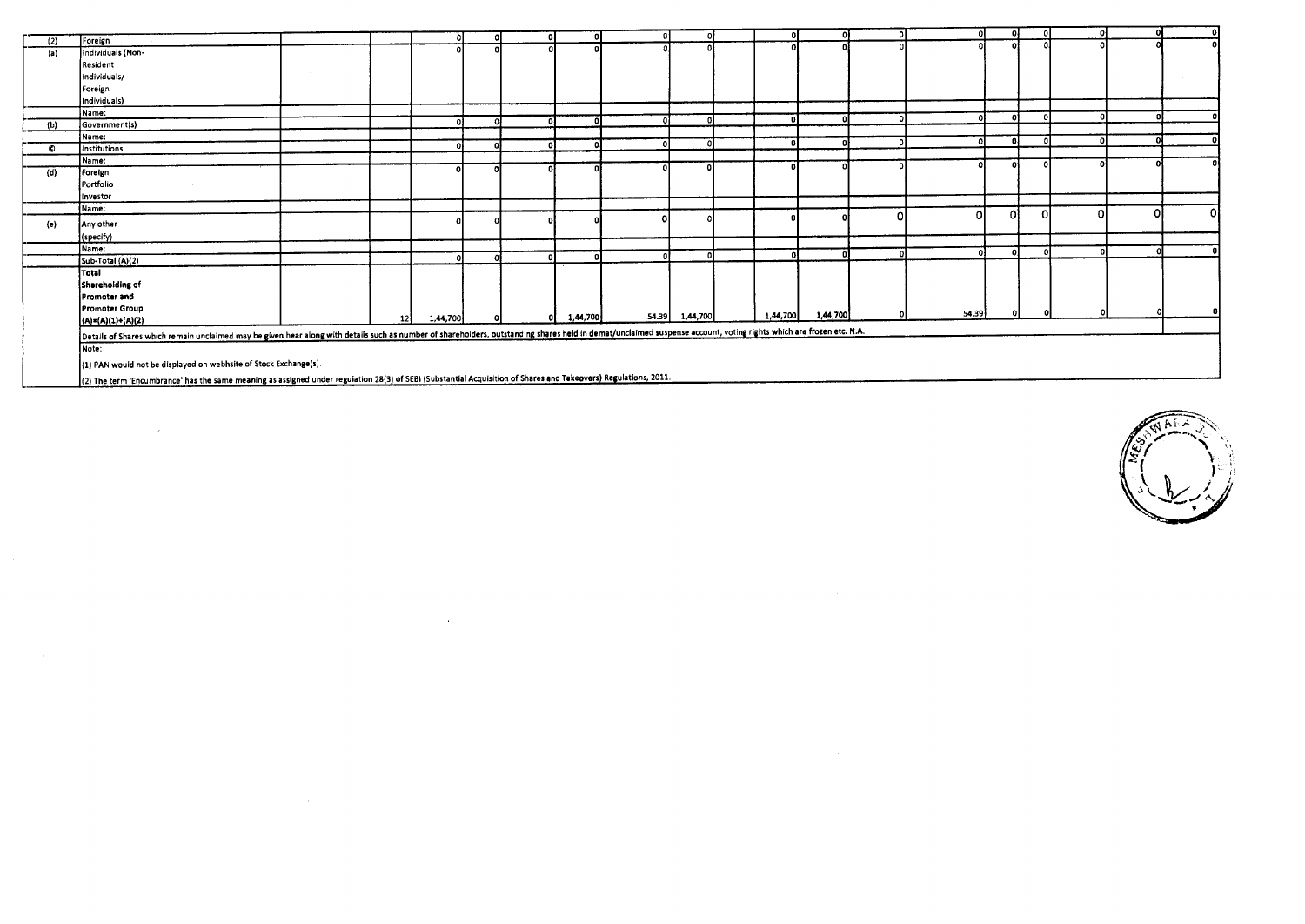| | | | | | | | | | | | | | | | | | | | |
|---|---|---|---|---|---|---|---|---|---|---|---|---|---|---|---|---|---|---|---|
| (2) | Foreign | | | 0 | 0 | 0 | 0 | 0 | 0 | | 0 | 0 | 0 | 0 | 0 | 0 | 0 | 0 | 0 |
| (a) | Individuals (Non-Resident Individuals/ Foreign Individuals) | | | 0 | 0 | 0 | 0 | 0 | 0 | | 0 | 0 | 0 | 0 | 0 | 0 | 0 | 0 | 0 |
| | Name: | | | | | | | | | | | | | | | | | | |
| (b) | Government(s) | | | 0 | 0 | 0 | 0 | 0 | 0 | | 0 | 0 | 0 | 0 | 0 | 0 | 0 | 0 | 0 |
| | Name: | | | | | | | | | | | | | | | | | | |
| © | Institutions | | | 0 | 0 | 0 | 0 | 0 | 0 | | 0 | 0 | 0 | 0 | 0 | 0 | 0 | 0 | 0 |
| | Name: | | | | | | | | | | | | | | | | | | |
| (d) | Foreign Portfolio Investor | | | 0 | 0 | 0 | 0 | 0 | 0 | | 0 | 0 | 0 | 0 | 0 | 0 | 0 | 0 | 0 |
| | Name: | | | | | | | | | | | | | | | | | | |
| (e) | Any other (specify) | | | 0 | 0 | 0 | 0 | 0 | 0 | | 0 | 0 | 0 | 0 | 0 | 0 | 0 | 0 | 0 |
| | Name: | | | | | | | | | | | | | | | | | | |
| | Sub-Total (A)(2) | | | 0 | 0 | 0 | 0 | 0 | 0 | | 0 | 0 | 0 | 0 | 0 | 0 | 0 | 0 | 0 |
| | **Total Shareholding of Promoter and Promoter Group (A)=(A)(1)+(A)(2)** | | 12 | 1,44,700 | 0 | 0 | 1,44,700 | 54.39 | 1,44,700 | | 1,44,700 | 1,44,700 | 0 | 54.39 | 0 | 0 | 0 | 0 | 0 |
| | Details of Shares which remain unclaimed may be given hear along with details such as number of shareholders, outstanding shares held in demat/unclaimed suspense account, voting rights which are frozen etc. N.A. | | | | | | | | | | | | | | | | | | |
| | Note: | | | | | | | | | | | | | | | | | | |
| | (1) PAN would not be displayed on webhsite of Stock Exchange(s). | | | | | | | | | | | | | | | | | | |
| | (2) The term 'Encumbrance' has the same meaning as assigned under regulation 28(3) of SEBI (Substantial Acquisition of Shares and Takeovers) Regulations, 2011. | | | | | | | | | | | | | | | | | | |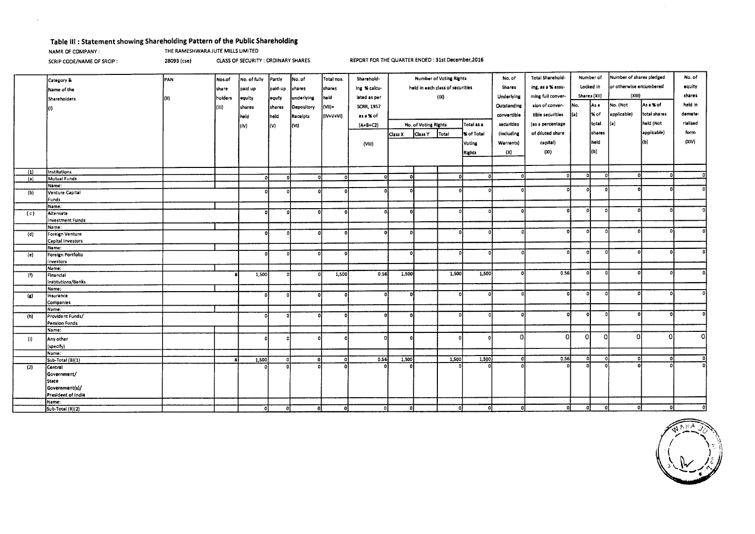## Table III : Statement showing Shareholding Pattern of the Public Shareholding

NAMR OF COMPANY : THE RAMESHWARA JUTE MILLS LIMITED

SCRIP CODE/NAME OF SRCIP : 28093 (cse) CLASS OF SECURITY : ORDINARY SHARES REPORT FOR THE QUARTER ENDED : 31st December,2016

| | Category & Name of the Shareholders (I) | PAN (II) | Nos.of share holders (III) | No. of fully paid up equity shares held (IV) | Partly paid-up equity shares held (V) | No. of shares underlying Depository Receipts (VI) | Total nos. shares held (VII)= (IV+V+VI) | Shareholding % calculated as per SCRR, 1957 as a % of (A+B+C2) (VIII) | Number of Voting Rights held in each class of securities (IX) | | | | No. of Shares Underlying Outstanding convertible securities (including Warrants) (X) | Total Shareholding, as a % assuming full conversion of convertible securities (as a percentage of diluted share capital) (XI) | Number of Locked in Shares (XII) | | Number of shares pledged or otherwise encumbered (XIII) | | No. of equity shares held in dematerialised form (XIV) |
|---|---|---|---|---|---|---|---|---|---|---|---|---|---|---|---|---|---|---|---|
| | | | | | | | | | No. of Voting Rights | | | Total as a % of Total Voting Rights | | | No. (a) | As a % of total shares held (b) | No. (Not applicable) (a) | As a % of total shares held (Not applicable) (b) | |
| | | | | | | | | | Class X | Class Y | Total | | | | | | | | |
| (1) | Institutions | | | | | | | | | | | | | | | | | | |
| (a) | Mutual Funds | | | 0 | 0 | 0 | 0 | 0 | 0 | | 0 | 0 | 0 | 0 | 0 | 0 | 0 | 0 | 0 |
| | Name: | | | | | | | | | | | | | | | | | | |
| (b) | Venture Capital Funds | | | 0 | 0 | 0 | 0 | 0 | 0 | | 0 | 0 | 0 | 0 | 0 | 0 | 0 | 0 | 0 |
| | Name: | | | | | | | | | | | | | | | | | | |
| (c) | Alternate Investment Funds | | | 0 | 0 | 0 | 0 | 0 | 0 | | 0 | 0 | 0 | 0 | 0 | 0 | 0 | 0 | 0 |
| | Name: | | | | | | | | | | | | | | | | | | |
| (d) | Foreign Venture Capital Investors | | | 0 | 0 | 0 | 0 | 0 | 0 | | 0 | 0 | 0 | 0 | 0 | 0 | 0 | 0 | 0 |
| | Name: | | | | | | | | | | | | | | | | | | |
| (e) | Foreign Portfolio Investors | | | 0 | 0 | 0 | 0 | | 0 | | 0 | 0 | 0 | 0 | 0 | 0 | 0 | 0 | 0 |
| | Name: | | | | | | | | | | | | | | | | | | |
| (f) | Financial Institutions/Banks | | 8 | 1,500 | 0 | 0 | 1,500 | 0.56 | 1,500 | | 1,500 | 1,500 | 0 | 0.56 | 0 | 0 | 0 | 0 | 0 |
| | Name: | | | | | | | | | | | | | | | | | | |
| (g) | Insurance Companies | | | 0 | 0 | 0 | 0 | 0 | 0 | | 0 | 0 | 0 | 0 | 0 | 0 | 0 | 0 | 0 |
| | Name: | | | | | | | | | | | | | | | | | | |
| (h) | Provident Funds/ Pension Funds | | | 0 | 0 | 0 | 0 | 0 | 0 | | 0 | 0 | 0 | 0 | 0 | 0 | 0 | 0 | 0 |
| | Name: | | | | | | | | | | | | | | | | | | |
| (i) | Any other (specify) | | | 0 | 0 | 0 | 0 | 0 | 0 | | 0 | 0 | 0 | 0 | 0 | 0 | 0 | 0 | 0 |
| | Name: | | | | | | | | | | | | | | | | | | |
| | Sub-Total (B)(1) | | 8 | 1,500 | 0 | 0 | 0 | 0.56 | 1,500 | | 1,500 | 1,500 | 0 | 0.56 | 0 | 0 | 0 | 0 | 0 |
| (2) | Central Government/ State Government(s)/ President of India | | | 0 | 0 | 0 | 0 | 0 | 0 | | 0 | 0 | 0 | 0 | 0 | 0 | 0 | 0 | 0 |
| | Name: | | | | | | | | | | | | | | | | | | |
| | Sub-Total (B)(2) | | | 0 | 0 | 0 | 0 | 0 | 0 | | 0 | 0 | 0 | 0 | 0 | 0 | 0 | 0 | 0 |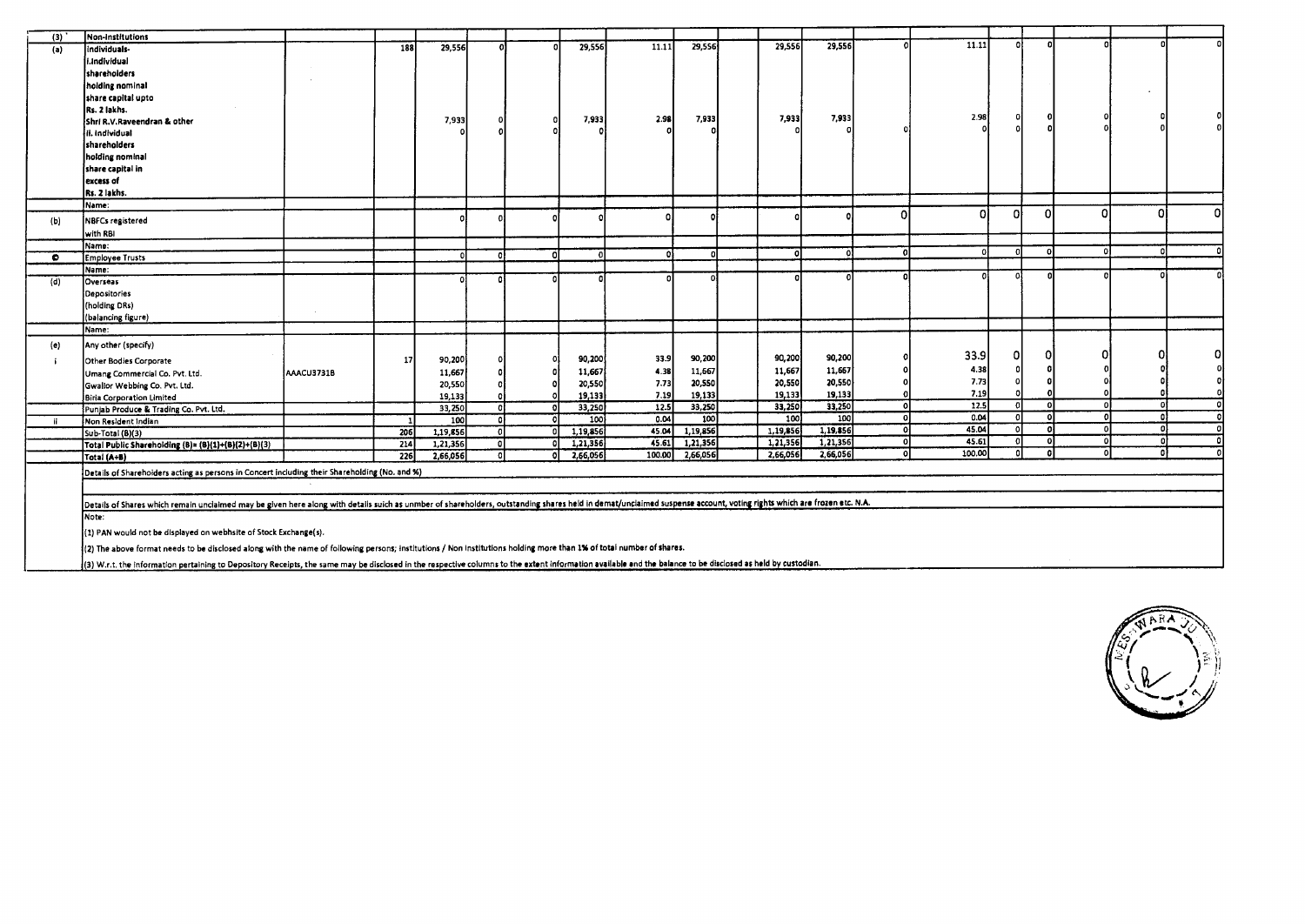| (3) | Non-Institutions | | | | | | | | | | | | | | | | | | |
|---|---|---|---|---|---|---|---|---|---|---|---|---|---|---|---|---|---|---|---|
| (a) | Individuals- i.Individual shareholders holding nominal share capital upto Rs. 2 lakhs. | | 188 | 29,556 | 0 | 0 | 29,556 | 11.11 | 29,556 | | 29,556 | 29,556 | 0 | 11.11 | 0 | 0 | 0 | 0 | 0 |
| | Shri R.V.Raveendran & other | | | 7,933 | 0 | 0 | 7,933 | 2.98 | 7,933 | | 7,933 | 7,933 | | 2.98 | 0 | 0 | 0 | 0 | 0 |
| | ii. Individual shareholders holding nominal share capital in excess of Rs. 2 lakhs. | | | 0 | 0 | 0 | 0 | 0 | 0 | | 0 | 0 | 0 | 0 | 0 | 0 | 0 | 0 | 0 |
| | Name: | | | | | | | | | | | | | | | | | | |
| (b) | NBFCs registered with RBI | | | 0 | 0 | 0 | 0 | 0 | 0 | | 0 | 0 | 0 | 0 | 0 | 0 | 0 | 0 | 0 |
| | Name: | | | | | | | | | | | | | | | | | | |
| © | Employee Trusts | | | 0 | 0 | 0 | 0 | 0 | 0 | | 0 | 0 | 0 | 0 | 0 | 0 | 0 | 0 | 0 |
| | Name: | | | | | | | | | | | | | | | | | | |
| (d) | Overseas Depositories (holding DRs) (balancing figure) | | | 0 | 0 | 0 | 0 | 0 | 0 | | 0 | 0 | 0 | 0 | 0 | 0 | 0 | 0 | 0 |
| | Name: | | | | | | | | | | | | | | | | | | |
| (e) | Any other (specify) | | | | | | | | | | | | | | | | | | |
| i | Other Bodies Corporate | | 17 | 90,200 | 0 | 0 | 90,200 | 33.9 | 90,200 | | 90,200 | 90,200 | 0 | 33.9 | 0 | 0 | 0 | 0 | 0 |
| | Umang Commercial Co. Pvt. Ltd. | AAACU3731B | | 11,667 | 0 | 0 | 11,667 | 4.38 | 11,667 | | 11,667 | 11,667 | 0 | 4.38 | 0 | 0 | 0 | 0 | 0 |
| | Gwalior Webbing Co. Pvt. Ltd. | | | 20,550 | 0 | 0 | 20,550 | 7.73 | 20,550 | | 20,550 | 20,550 | 0 | 7.73 | 0 | 0 | 0 | 0 | 0 |
| | Birla Corporation Limited | | | 19,133 | 0 | 0 | 19,133 | 7.19 | 19,133 | | 19,133 | 19,133 | 0 | 7.19 | 0 | 0 | 0 | 0 | 0 |
| | Punjab Produce & Trading Co. Pvt. Ltd. | | | 33,250 | 0 | 0 | 33,250 | 12.5 | 33,250 | | 33,250 | 33,250 | 0 | 12.5 | 0 | 0 | 0 | 0 | 0 |
| ii | Non Resident Indian | | 1 | 100 | 0 | 0 | 100 | 0.04 | 100 | | 100 | 100 | 0 | 0.04 | 0 | 0 | 0 | 0 | 0 |
| | Sub-Total (B)(3) | | 206 | 1,19,856 | 0 | 0 | 1,19,856 | 45.04 | 1,19,856 | | 1,19,856 | 1,19,856 | 0 | 45.04 | 0 | 0 | 0 | 0 | 0 |
| | Total Public Shareholding (B)= (B)(1)+(B)(2)+(B)(3) | | 214 | 1,21,356 | 0 | 0 | 1,21,356 | 45.61 | 1,21,356 | | 1,21,356 | 1,21,356 | 0 | 45.61 | 0 | 0 | 0 | 0 | 0 |
| | Total (A+B) | | 226 | 2,66,056 | 0 | 0 | 2,66,056 | 100.00 | 2,66,056 | | 2,66,056 | 2,66,056 | 0 | 100.00 | 0 | 0 | 0 | 0 | 0 |

Details of Shareholders acting as persons in Concert including their Shareholding (No. and %)

Details of Shares which remain unclaimed may be given here along with details suich as unmber of shareholders, outstanding shares held in demat/unclaimed suspense account, voting rights which are frozen etc. N.A.

Note:

(1) PAN would not be displayed on webhsite of Stock Exchange(s).

(2) The above format needs to be disclosed along with the name of following persons; Institutions / Non Institutions holding more than 1% of total number of shares.

(3) W.r.t. the information pertaining to Depository Receipts, the same may be disclosed in the respective columns to the extent information available and the balance to be disclosed as held by custodian.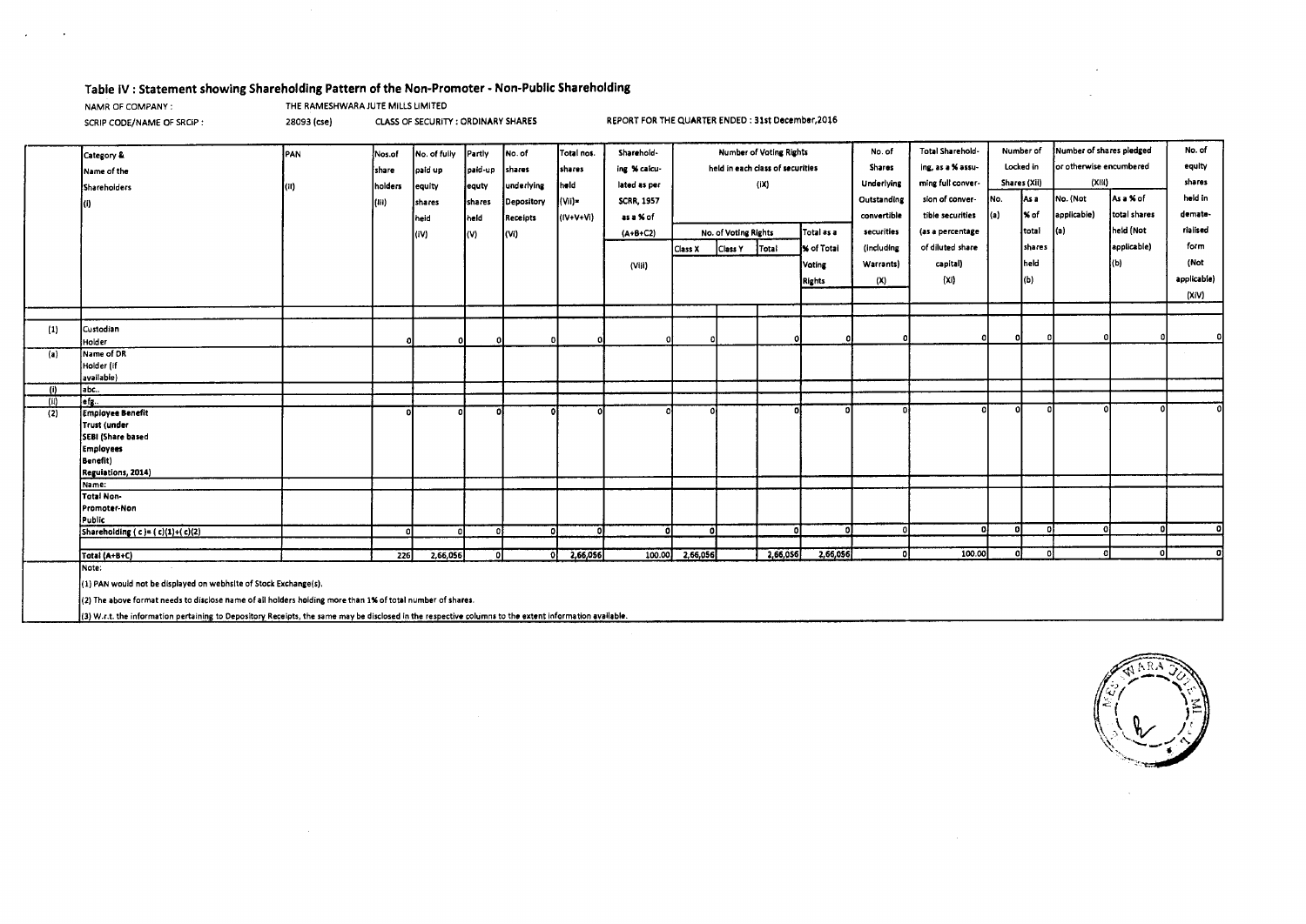## Table IV : Statement showing Shareholding Pattern of the Non-Promoter - Non-Public Shareholding

NAMR OF COMPANY : THE RAMESHWARA JUTE MILLS LIMITED

SCRIP CODE/NAME OF SRCIP : 28093 (cse) CLASS OF SECURITY : ORDINARY SHARES REPORT FOR THE QUARTER ENDED : 31st December,2016

| | Category & Name of the Shareholders (I) | PAN (II) | Nos.of share holders (III) | No. of fully paid up equity shares held (IV) | Partly paid-up equty shares held (V) | No. of shares underlying Depository Receipts (VI) | Total nos. shares held (VII)= (IV+V+VI) | Sharehold-ing % calcu-lated as per SCRR, 1957 as a % of (A+B+C2) (VIII) | Number of Voting Rights held in each class of securities (IX) | | | | No. of Shares Underlying Outstanding convertible securities (including Warrants) (X) | Total Sharehold-ing, as a % assu-ming full conver-sion of conver-tible securities (as a percentage of diluted share capital) (XI) | Number of Locked in Shares (XII) | | Number of shares pledged or otherwise encumbered (XIII) | | No. of equity shares held in demate-rialised form (Not applicable) (XIV) |
|---|---|---|---|---|---|---|---|---|---|---|---|---|---|---|---|---|---|---|---|
| | | | | | | | | | No. of Voting Rights | | | Total as a % of Total Voting Rights | | | No. (a) | As a % of total shares held (b) | No. (Not applicable) (a) | As a % of total shares held (Not applicable) (b) | |
| | | | | | | | | | Class X | Class Y | Total | | | | | | | | |
| (1) | Custodian Holder | | 0 | 0 | 0 | 0 | 0 | 0 | 0 | | 0 | 0 | 0 | 0 | 0 | 0 | 0 | 0 | 0 |
| (a) | Name of DR Holder (if available) | | | | | | | | | | | | | | | | | | |
| (i) | abc.. | | | | | | | | | | | | | | | | | | |
| (ii) | efg.. | | | | | | | | | | | | | | | | | | |
| (2) | Employee Benefit Trust (under SEBI (Share based Employees Benefit) Regulations, 2014) | | 0 | 0 | 0 | 0 | 0 | 0 | 0 | | 0 | 0 | 0 | 0 | 0 | 0 | 0 | 0 | 0 |
| | Name: | | | | | | | | | | | | | | | | | | |
| | Total Non-Promoter-Non Public Shareholding ( c )= ( c)(1)+( c)(2) | | 0 | 0 | 0 | 0 | 0 | 0 | 0 | | 0 | 0 | 0 | 0 | 0 | 0 | 0 | 0 | 0 |
| | Total (A+B+C) | | 226 | 2,66,056 | 0 | 0 | 2,66,056 | 100.00 | 2,66,056 | | 2,66,056 | 2,66,056 | 0 | 100.00 | 0 | 0 | 0 | 0 | 0 |

Note:

(1) PAN would not be displayed on webhsite of Stock Exchange(s).

(2) The above format needs to disclose name of all holders holding more than 1% of total number of shares.

(3) W.r.t. the information pertaining to Depository Receipts, the same may be disclosed in the respective columns to the extent information available.